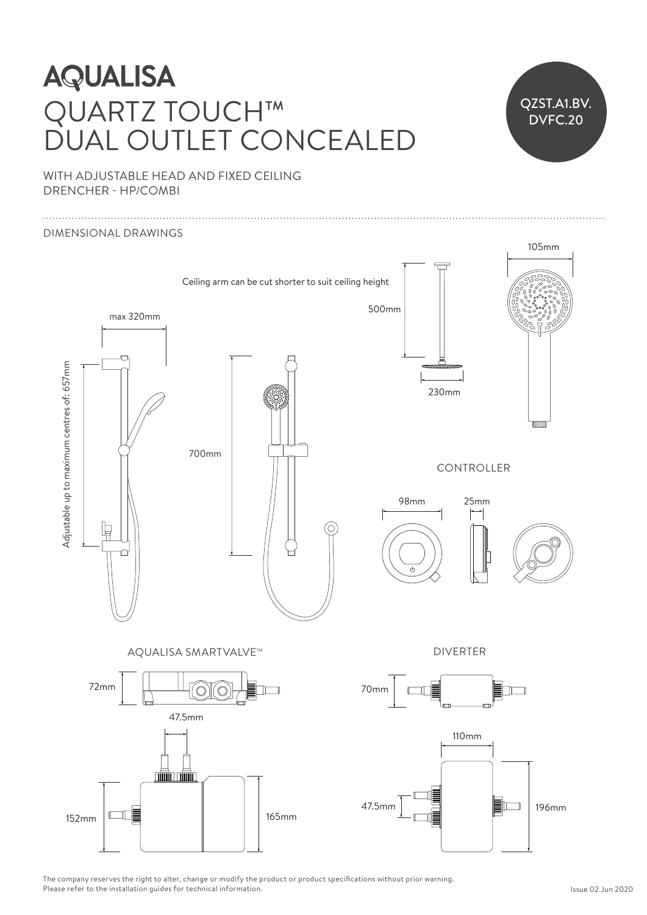# AQUALISA

# QUARTZ TOUCH™ DUAL OUTLET CONCEALED

QZST.A1.BV.DVFC.20

WITH ADJUSTABLE HEAD AND FIXED CEILING DRENCHER - HP/COMBI

## DIMENSIONAL DRAWINGS

Ceiling arm can be cut shorter to suit ceiling height

500mm

230mm

105mm

max 320mm

Adjustable up to maximum centres of: 657mm

700mm

### CONTROLLER

98mm

25mm

### AQUALISA SMARTVALVE™

72mm

47.5mm

152mm

165mm

### DIVERTER

70mm

110mm

47.5mm

196mm

The company reserves the right to alter, change or modify the product or product specifications without prior warning.
Please refer to the installation guides for technical information.

Issue 02 Jun 2020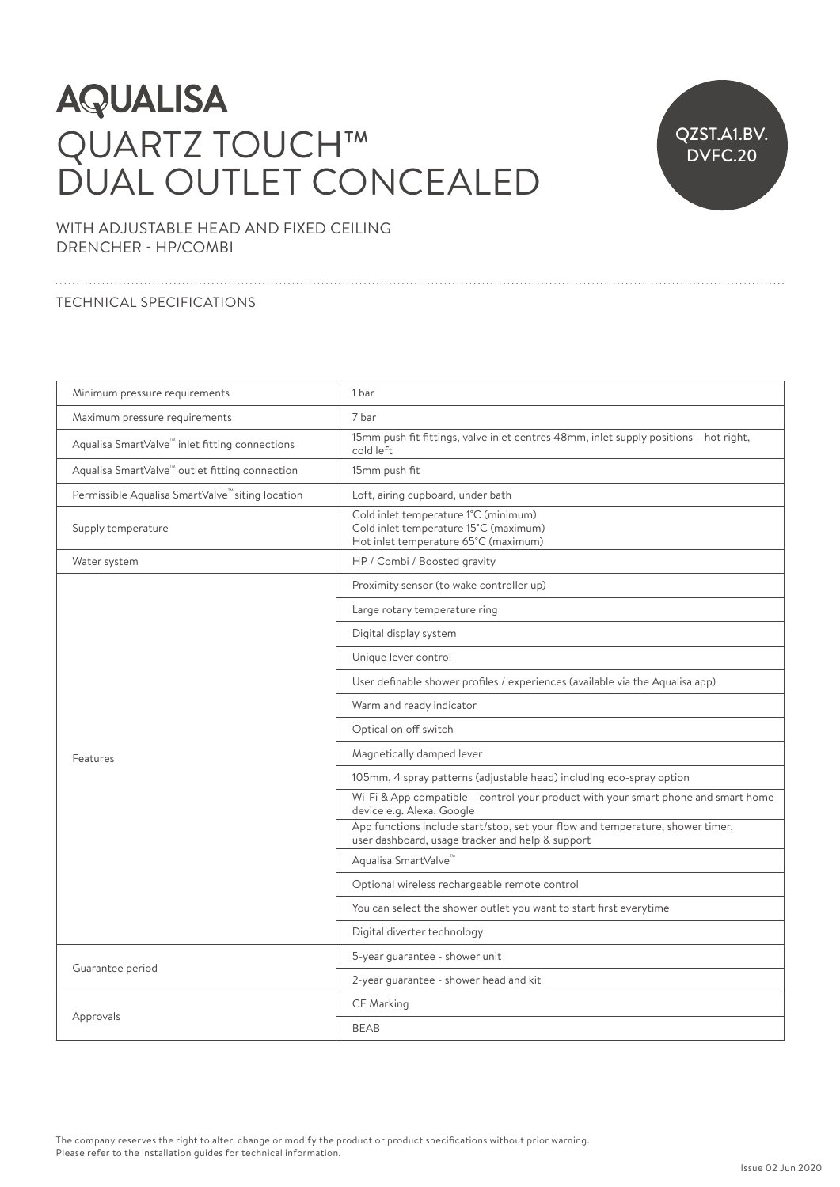# AQUALISA

# QUARTZ TOUCH™ DUAL OUTLET CONCEALED

QZST.A1.BV.DVFC.20

WITH ADJUSTABLE HEAD AND FIXED CEILING DRENCHER - HP/COMBI

TECHNICAL SPECIFICATIONS

| | |
|---|---|
| Minimum pressure requirements | 1 bar |
| Maximum pressure requirements | 7 bar |
| Aqualisa SmartValve™ inlet fitting connections | 15mm push fit fittings, valve inlet centres 48mm, inlet supply positions – hot right, cold left |
| Aqualisa SmartValve™ outlet fitting connection | 15mm push fit |
| Permissible Aqualisa SmartValve™ siting location | Loft, airing cupboard, under bath |
| Supply temperature | Cold inlet temperature 1°C (minimum)<br>Cold inlet temperature 15°C (maximum)<br>Hot inlet temperature 65°C (maximum) |
| Water system | HP / Combi / Boosted gravity |
| Features | Proximity sensor (to wake controller up) |
| | Large rotary temperature ring |
| | Digital display system |
| | Unique lever control |
| | User definable shower profiles / experiences (available via the Aqualisa app) |
| | Warm and ready indicator |
| | Optical on off switch |
| | Magnetically damped lever |
| | 105mm, 4 spray patterns (adjustable head) including eco-spray option |
| | Wi-Fi & App compatible – control your product with your smart phone and smart home device e.g. Alexa, Google |
| | App functions include start/stop, set your flow and temperature, shower timer, user dashboard, usage tracker and help & support |
| | Aqualisa SmartValve™ |
| | Optional wireless rechargeable remote control |
| | You can select the shower outlet you want to start first everytime |
| | Digital diverter technology |
| Guarantee period | 5-year guarantee - shower unit |
| | 2-year guarantee - shower head and kit |
| Approvals | CE Marking |
| | BEAB |

The company reserves the right to alter, change or modify the product or product specifications without prior warning.
Please refer to the installation guides for technical information.

Issue 02 Jun 2020